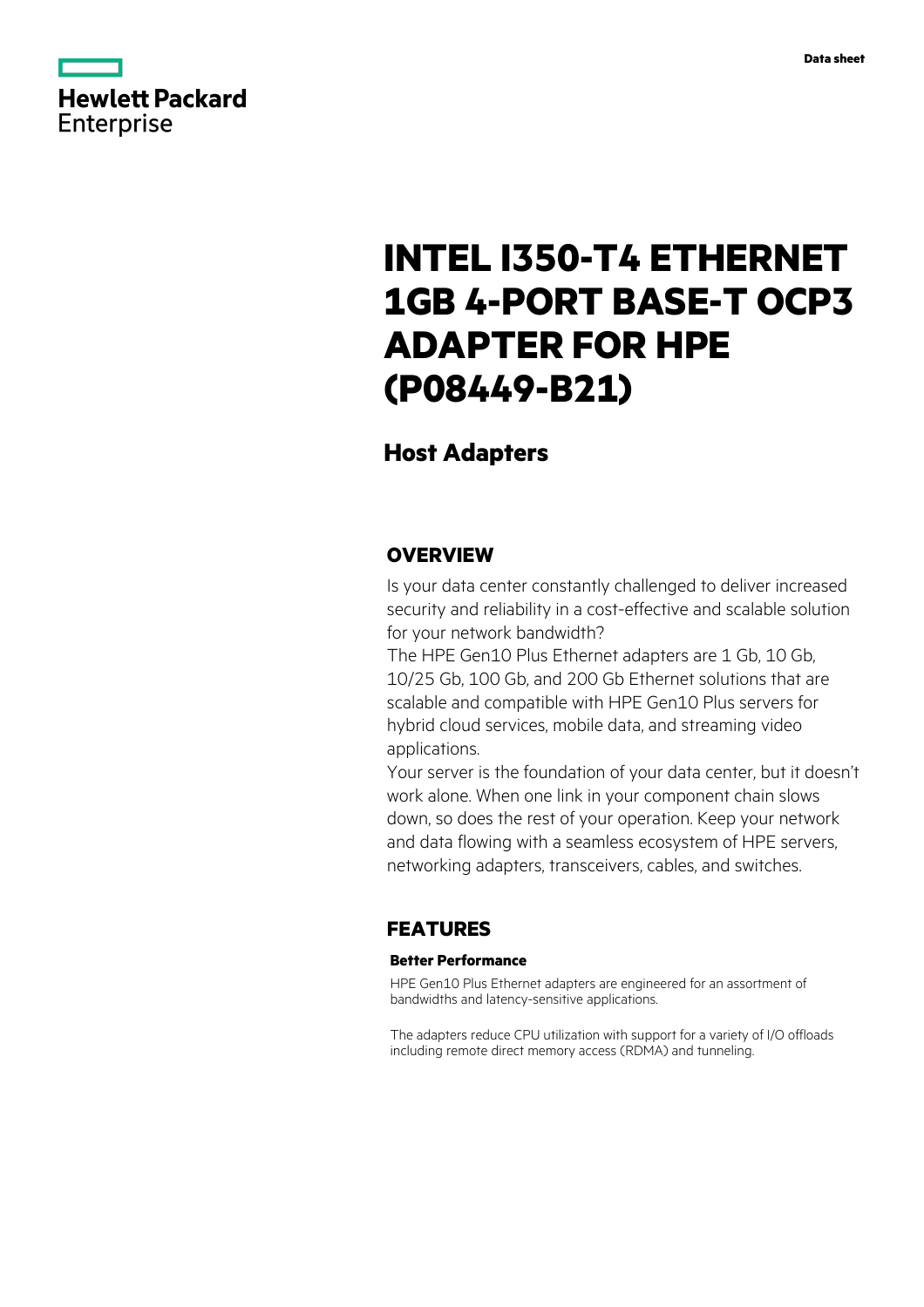Hewlett Packard Enterprise

Data sheet

# INTEL I350-T4 ETHERNET 1GB 4-PORT BASE-T OCP3 ADAPTER FOR HPE (P08449-B21)

## Host Adapters

## OVERVIEW

Is your data center constantly challenged to deliver increased security and reliability in a cost-effective and scalable solution for your network bandwidth?

The HPE Gen10 Plus Ethernet adapters are 1 Gb, 10 Gb, 10/25 Gb, 100 Gb, and 200 Gb Ethernet solutions that are scalable and compatible with HPE Gen10 Plus servers for hybrid cloud services, mobile data, and streaming video applications.

Your server is the foundation of your data center, but it doesn't work alone. When one link in your component chain slows down, so does the rest of your operation. Keep your network and data flowing with a seamless ecosystem of HPE servers, networking adapters, transceivers, cables, and switches.

## FEATURES

### Better Performance

HPE Gen10 Plus Ethernet adapters are engineered for an assortment of bandwidths and latency-sensitive applications.

The adapters reduce CPU utilization with support for a variety of I/O offloads including remote direct memory access (RDMA) and tunneling.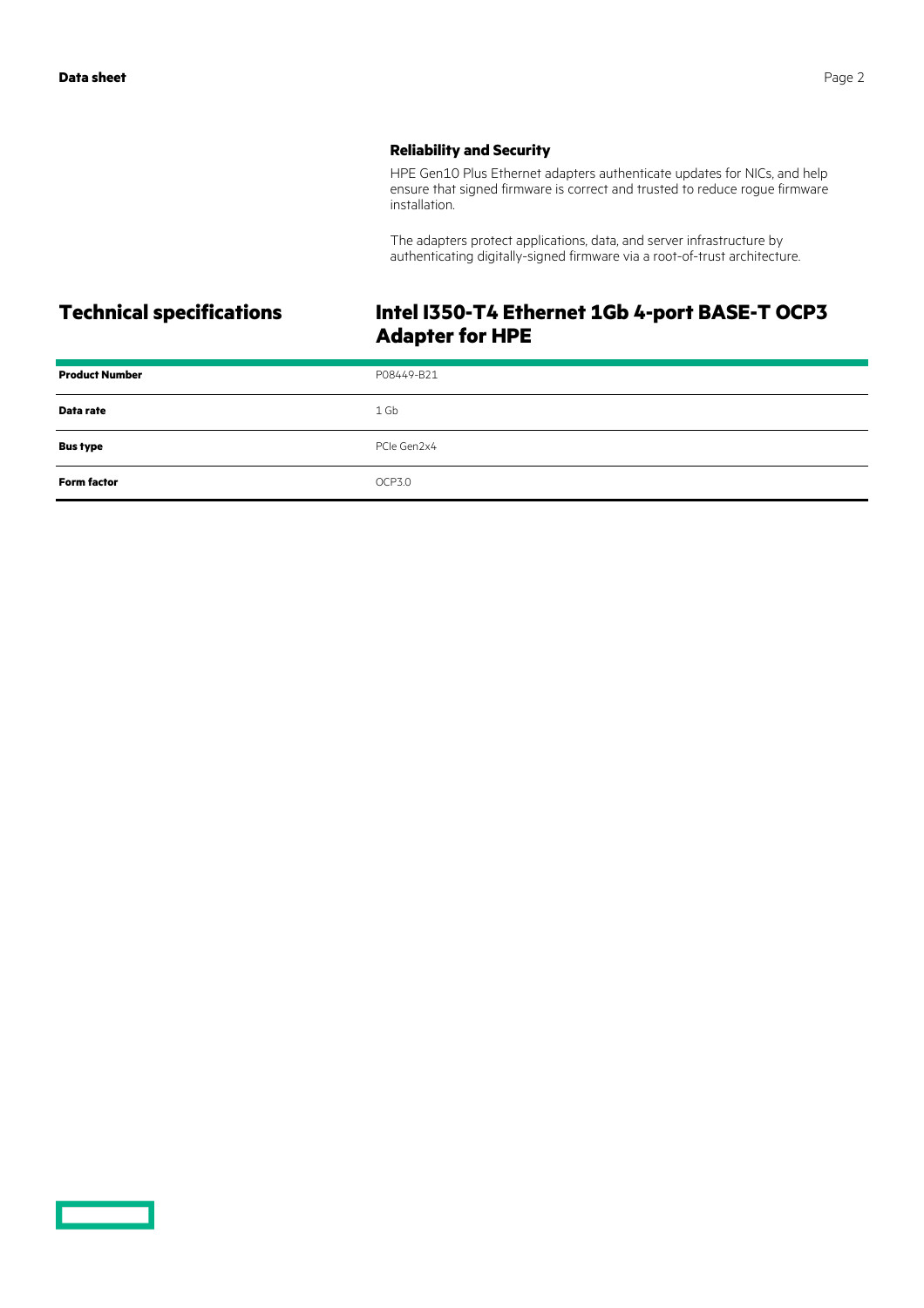### Reliability and Security

HPE Gen10 Plus Ethernet adapters authenticate updates for NICs, and help ensure that signed firmware is correct and trusted to reduce rogue firmware installation.

The adapters protect applications, data, and server infrastructure by authenticating digitally-signed firmware via a root-of-trust architecture.

## Technical specifications

## Intel I350-T4 Ethernet 1Gb 4-port BASE-T OCP3 Adapter for HPE

| | |
|---|---|
| **Product Number** | P08449-B21 |
| **Data rate** | 1 Gb |
| **Bus type** | PCIe Gen2x4 |
| **Form factor** | OCP3.0 |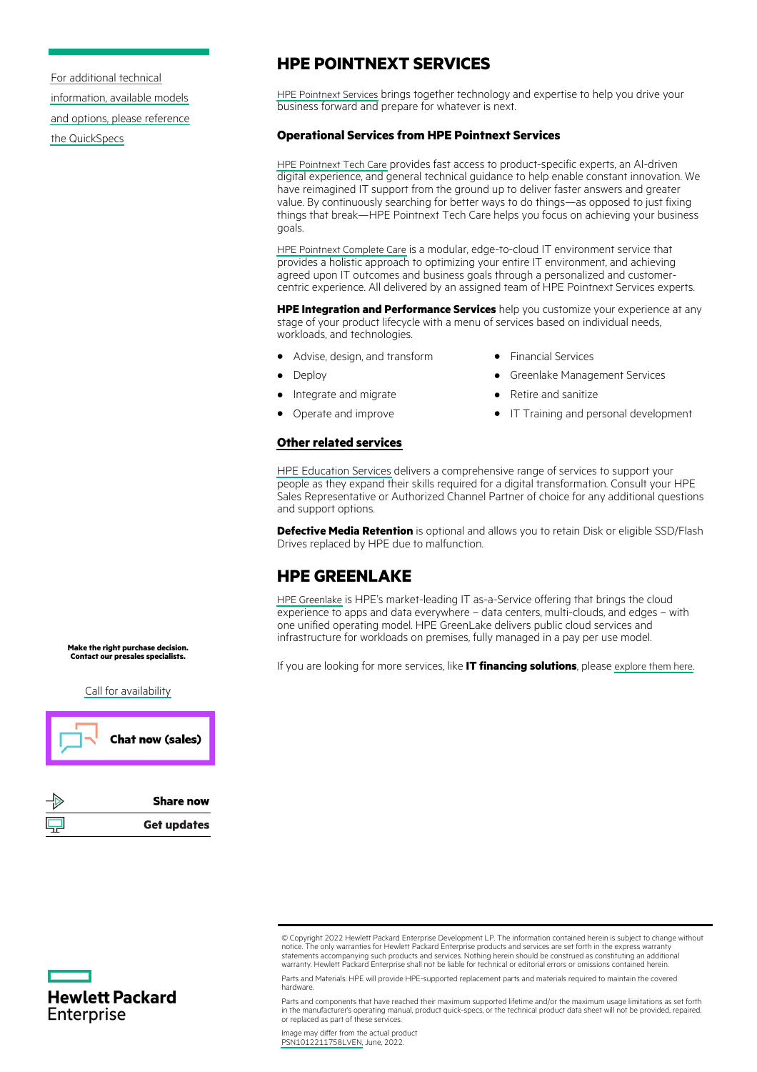For additional technical information, available models and options, please reference the QuickSpecs

# HPE POINTNEXT SERVICES

HPE Pointnext Services brings together technology and expertise to help you drive your business forward and prepare for whatever is next.

### Operational Services from HPE Pointnext Services

HPE Pointnext Tech Care provides fast access to product-specific experts, an AI-driven digital experience, and general technical guidance to help enable constant innovation. We have reimagined IT support from the ground up to deliver faster answers and greater value. By continuously searching for better ways to do things—as opposed to just fixing things that break—HPE Pointnext Tech Care helps you focus on achieving your business goals.

HPE Pointnext Complete Care is a modular, edge-to-cloud IT environment service that provides a holistic approach to optimizing your entire IT environment, and achieving agreed upon IT outcomes and business goals through a personalized and customer-centric experience. All delivered by an assigned team of HPE Pointnext Services experts.

**HPE Integration and Performance Services** help you customize your experience at any stage of your product lifecycle with a menu of services based on individual needs, workloads, and technologies.

- Advise, design, and transform
- Deploy
- Integrate and migrate
- Operate and improve
- Financial Services
- Greenlake Management Services
- Retire and sanitize
- IT Training and personal development

### Other related services

HPE Education Services delivers a comprehensive range of services to support your people as they expand their skills required for a digital transformation. Consult your HPE Sales Representative or Authorized Channel Partner of choice for any additional questions and support options.

**Defective Media Retention** is optional and allows you to retain Disk or eligible SSD/Flash Drives replaced by HPE due to malfunction.

# HPE GREENLAKE

HPE Greenlake is HPE's market-leading IT as-a-Service offering that brings the cloud experience to apps and data everywhere – data centers, multi-clouds, and edges – with one unified operating model. HPE GreenLake delivers public cloud services and infrastructure for workloads on premises, fully managed in a pay per use model.

If you are looking for more services, like **IT financing solutions**, please explore them here.

**Make the right purchase decision. Contact our presales specialists.**

Call for availability

**Chat now (sales)**

**Share now**

**Get updates**

Hewlett Packard Enterprise

© Copyright 2022 Hewlett Packard Enterprise Development LP. The information contained herein is subject to change without notice. The only warranties for Hewlett Packard Enterprise products and services are set forth in the express warranty statements accompanying such products and services. Nothing herein should be construed as constituting an additional warranty. Hewlett Packard Enterprise shall not be liable for technical or editorial errors or omissions contained herein.

Parts and Materials: HPE will provide HPE-supported replacement parts and materials required to maintain the covered hardware.

Parts and components that have reached their maximum supported lifetime and/or the maximum usage limitations as set forth in the manufacturer's operating manual, product quick-specs, or the technical product data sheet will not be provided, repaired, or replaced as part of these services.

Image may differ from the actual product

PSN1012211758LVEN, June, 2022.